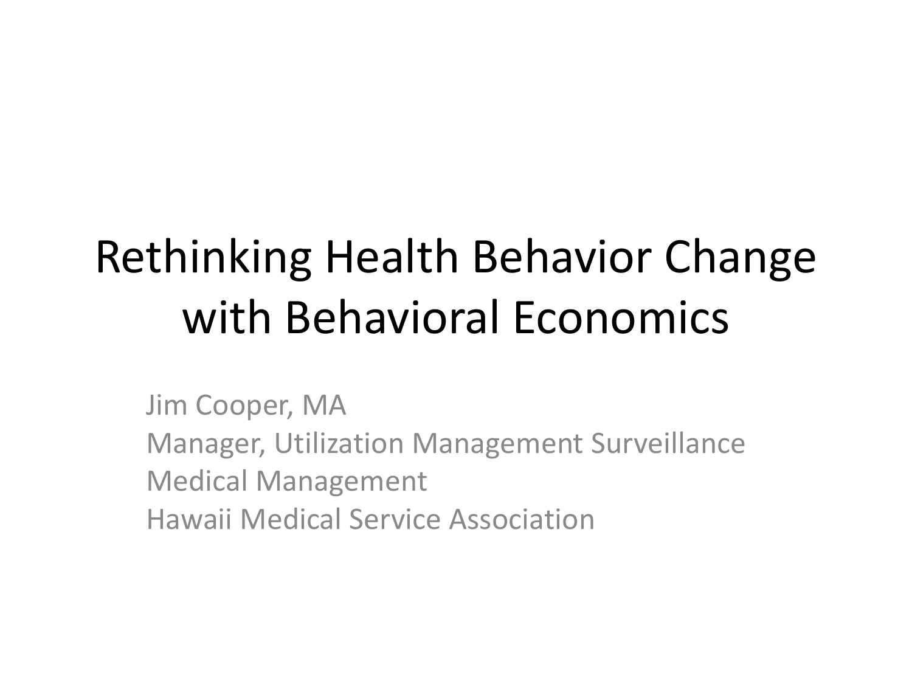# Rethinking Health Behavior Change with Behavioral Economics

Jim Cooper, MA
Manager, Utilization Management Surveillance
Medical Management
Hawaii Medical Service Association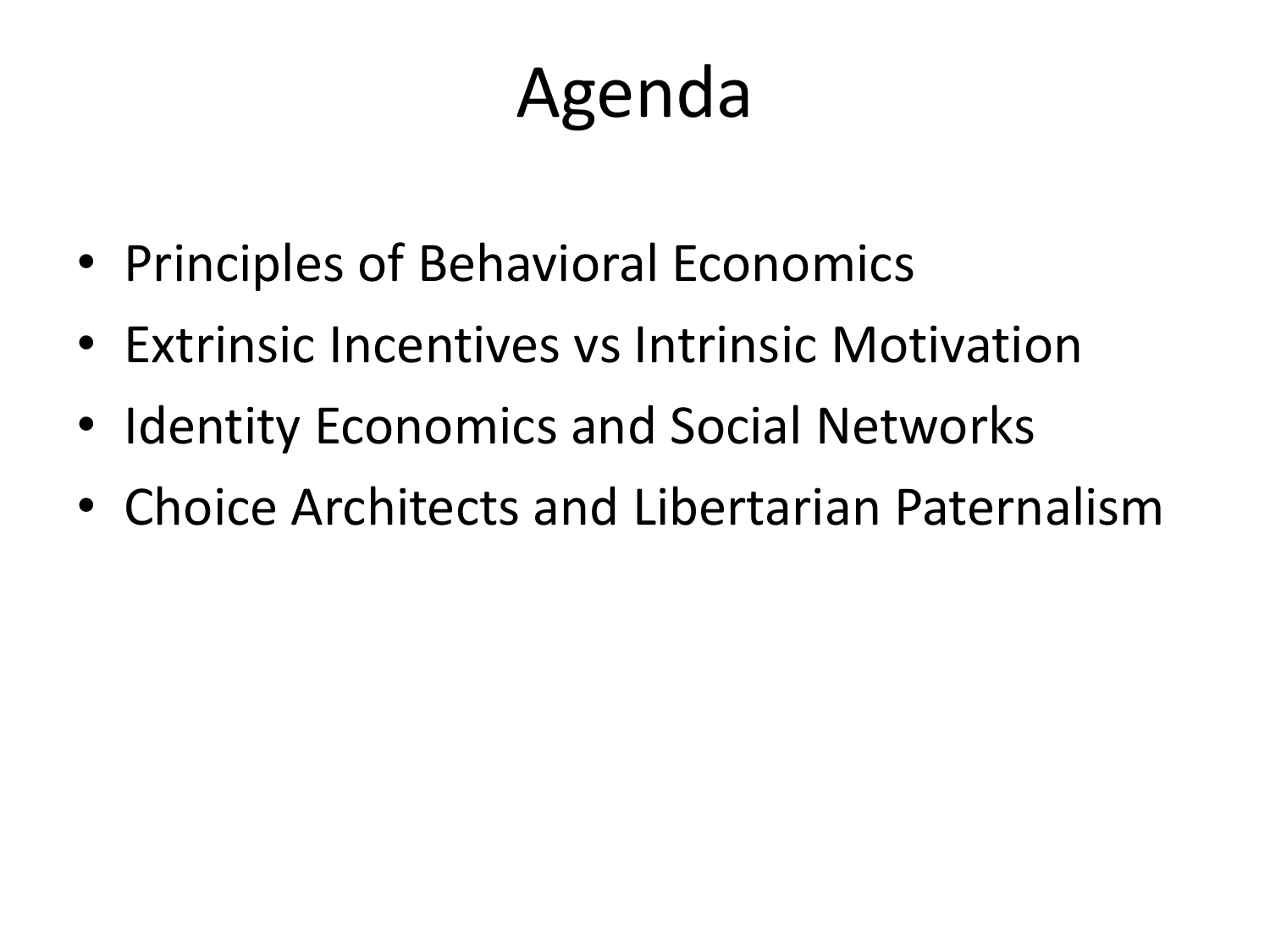# Agenda

- Principles of Behavioral Economics
- Extrinsic Incentives vs Intrinsic Motivation
- Identity Economics and Social Networks
- Choice Architects and Libertarian Paternalism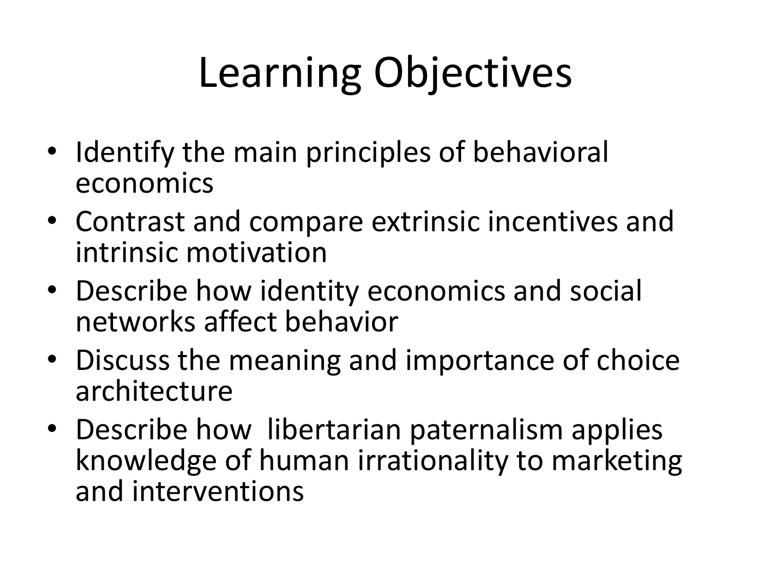# Learning Objectives

- Identify the main principles of behavioral economics
- Contrast and compare extrinsic incentives and intrinsic motivation
- Describe how identity economics and social networks affect behavior
- Discuss the meaning and importance of choice architecture
- Describe how libertarian paternalism applies knowledge of human irrationality to marketing and interventions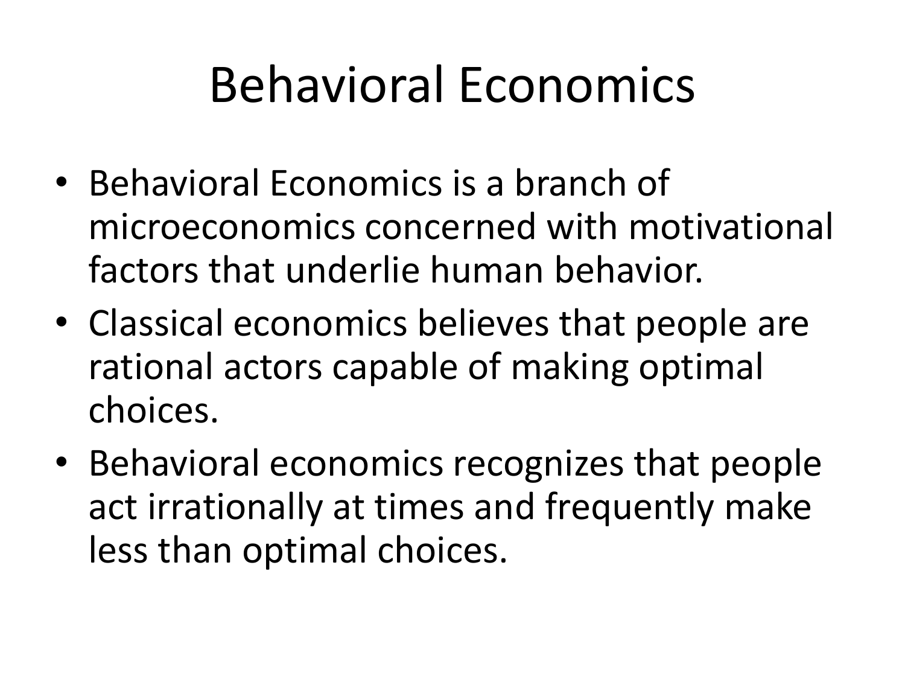# Behavioral Economics

- Behavioral Economics is a branch of microeconomics concerned with motivational factors that underlie human behavior.
- Classical economics believes that people are rational actors capable of making optimal choices.
- Behavioral economics recognizes that people act irrationally at times and frequently make less than optimal choices.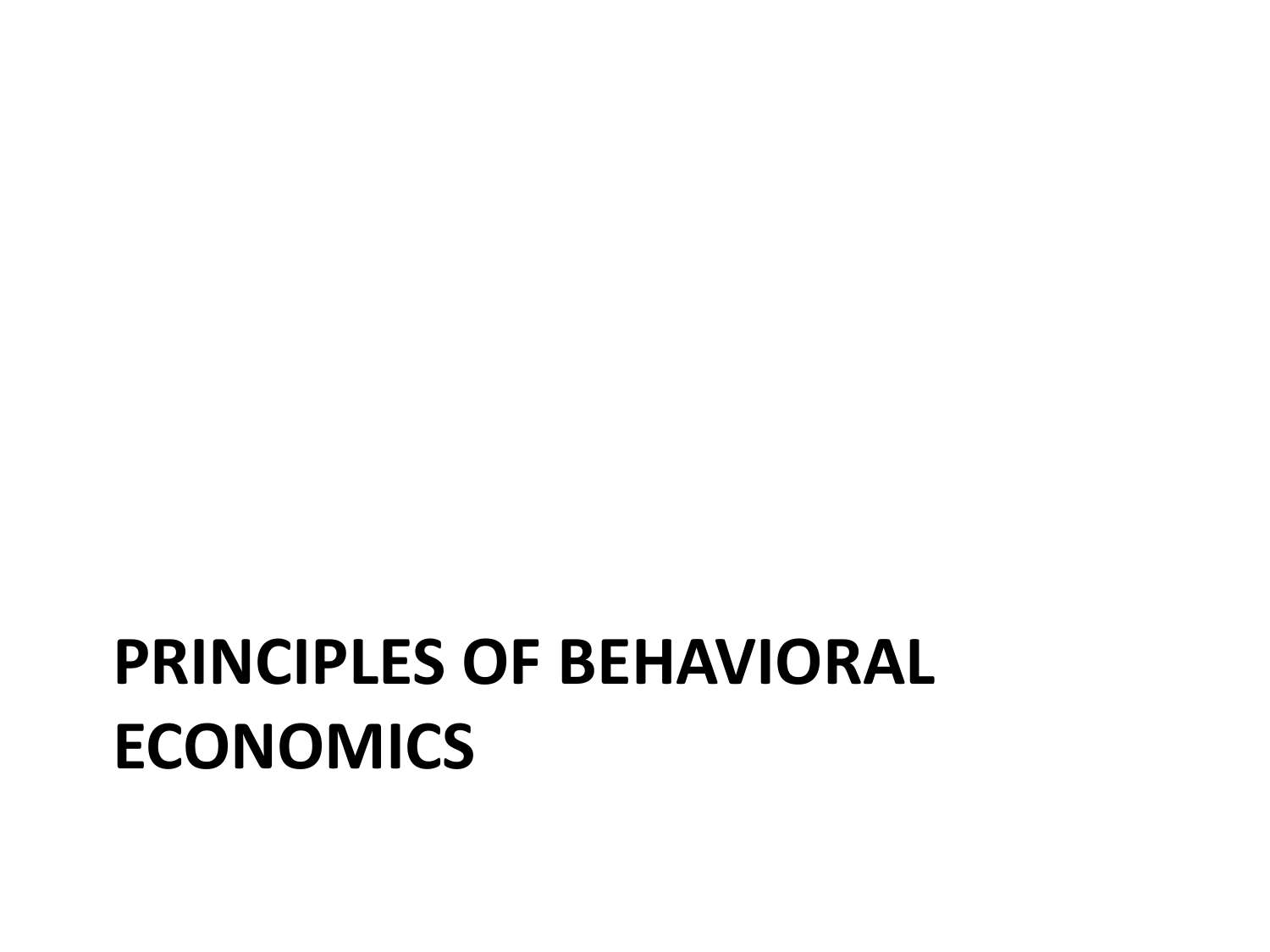# PRINCIPLES OF BEHAVIORAL ECONOMICS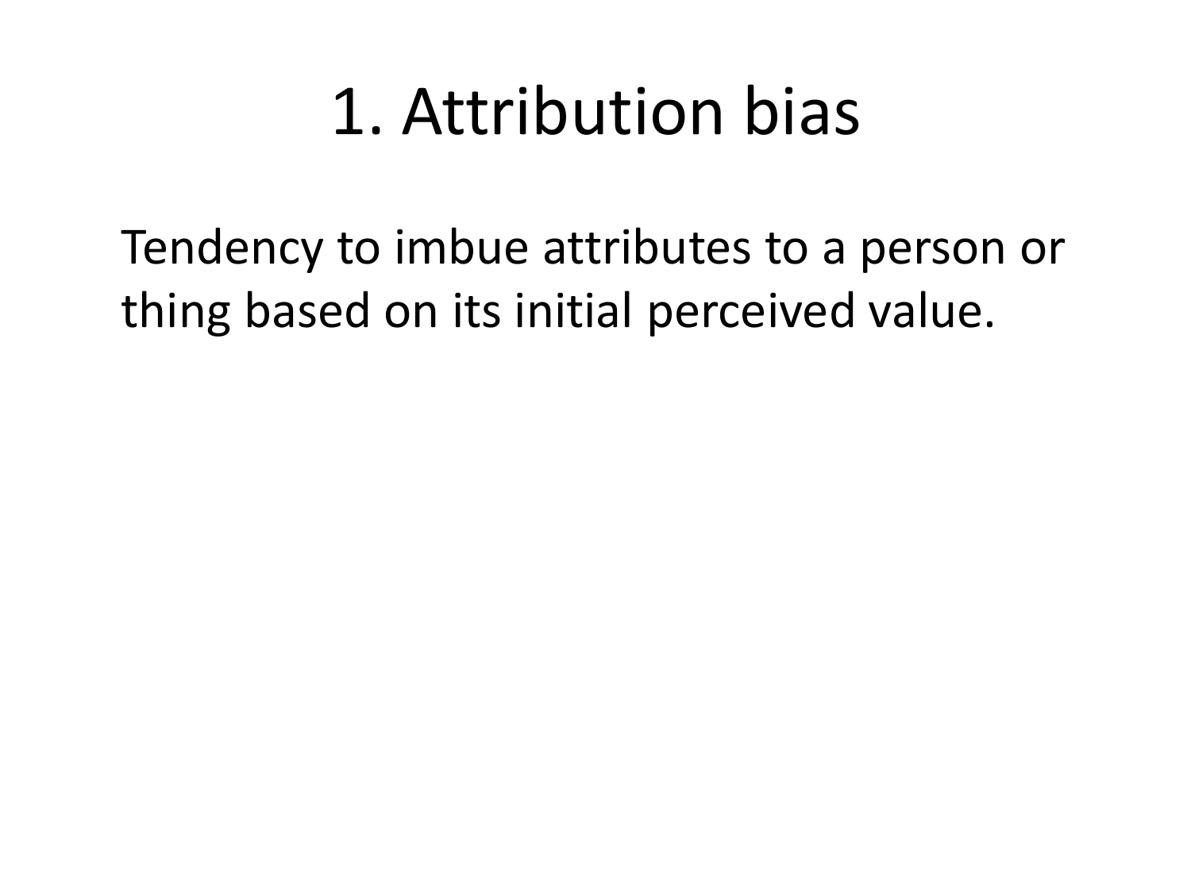# 1. Attribution bias

Tendency to imbue attributes to a person or thing based on its initial perceived value.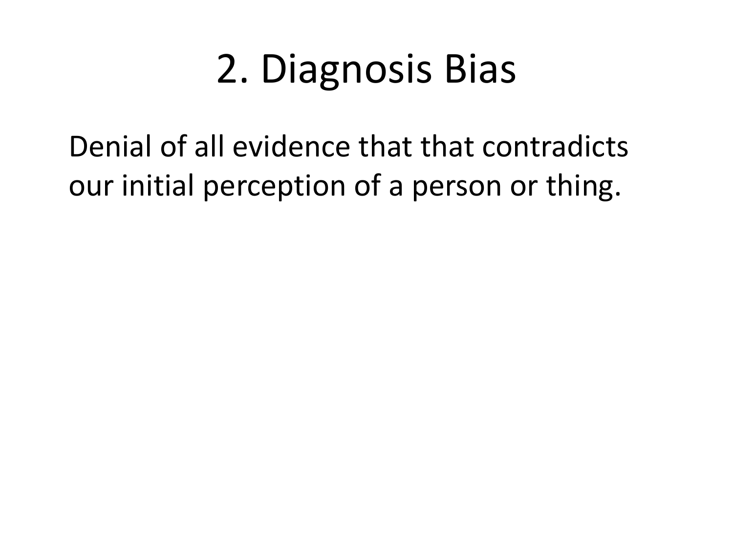# 2. Diagnosis Bias

Denial of all evidence that that contradicts our initial perception of a person or thing.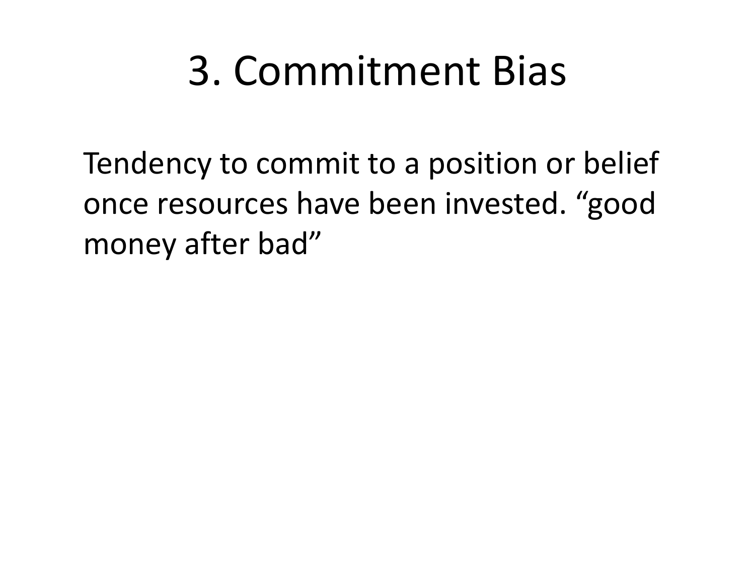# 3. Commitment Bias

Tendency to commit to a position or belief once resources have been invested. “good money after bad”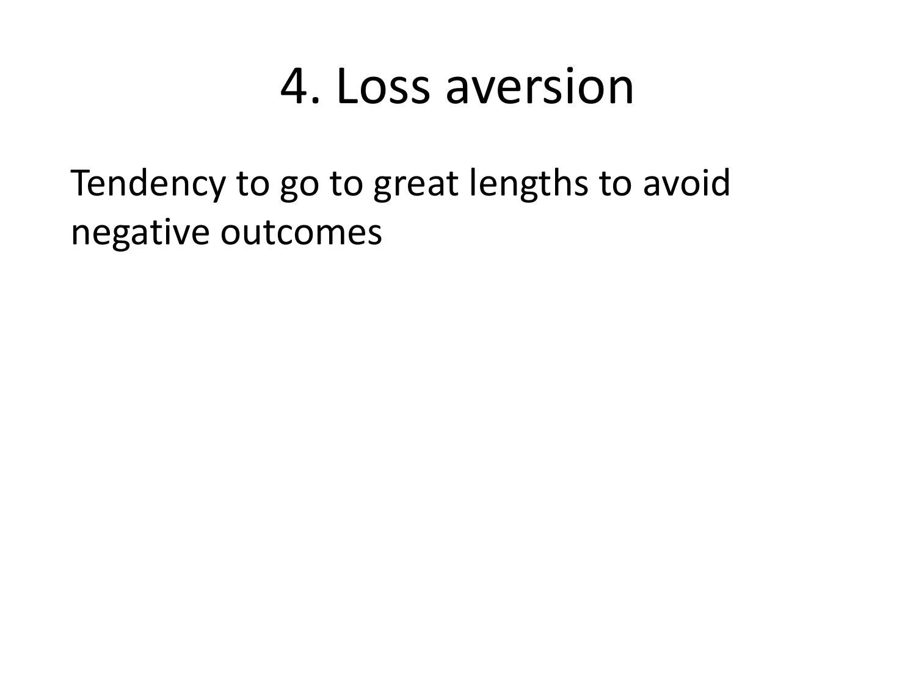# 4. Loss aversion

Tendency to go to great lengths to avoid negative outcomes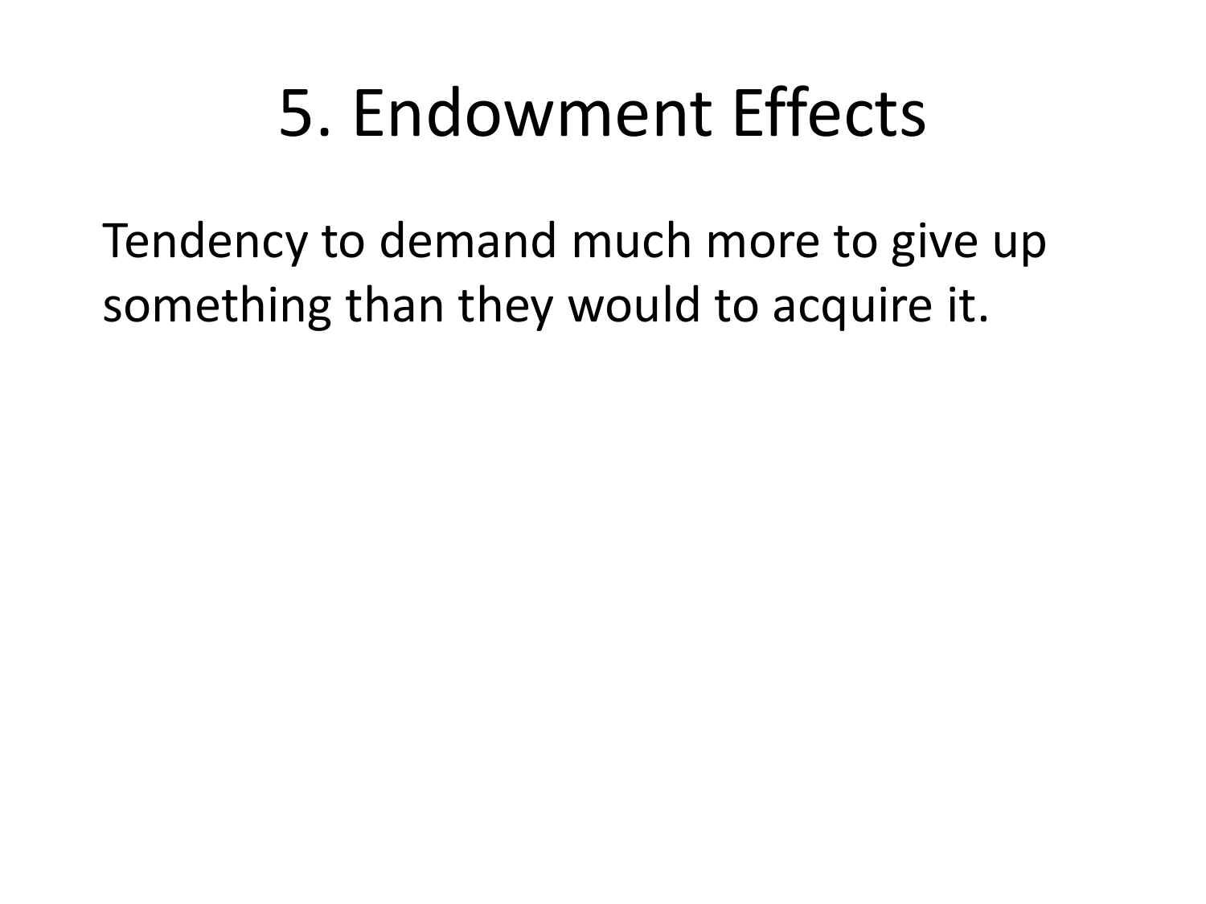# 5. Endowment Effects

Tendency to demand much more to give up something than they would to acquire it.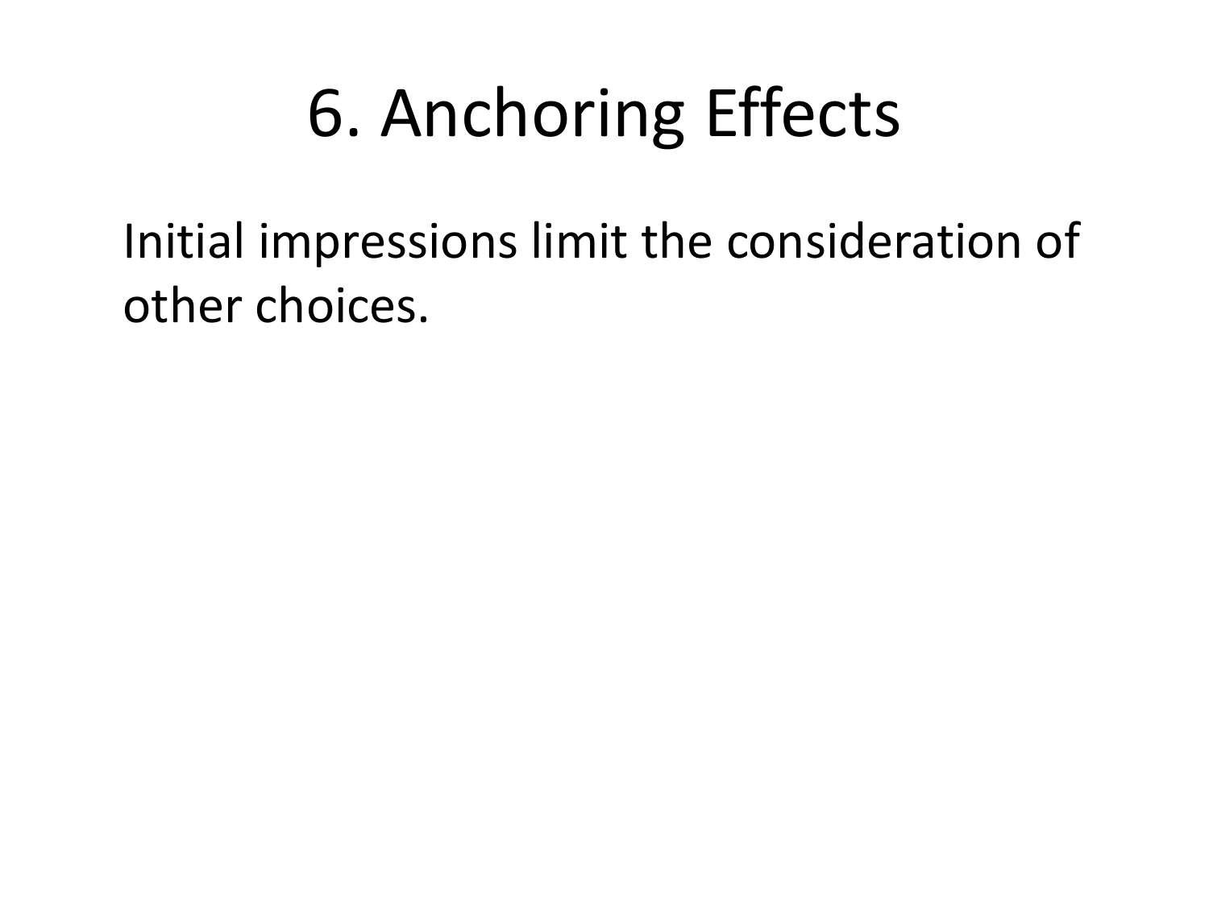# 6. Anchoring Effects

Initial impressions limit the consideration of other choices.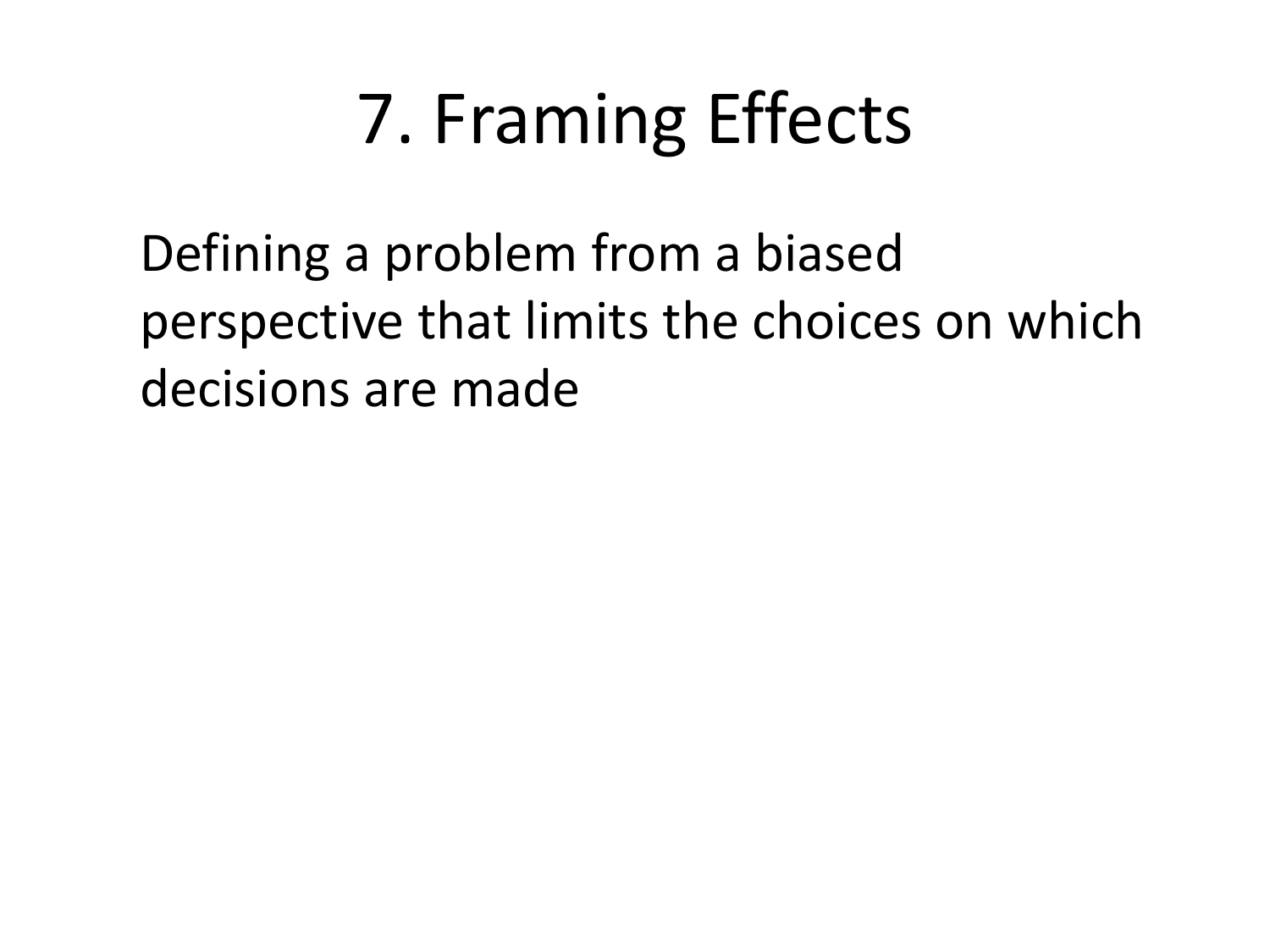# 7. Framing Effects

Defining a problem from a biased perspective that limits the choices on which decisions are made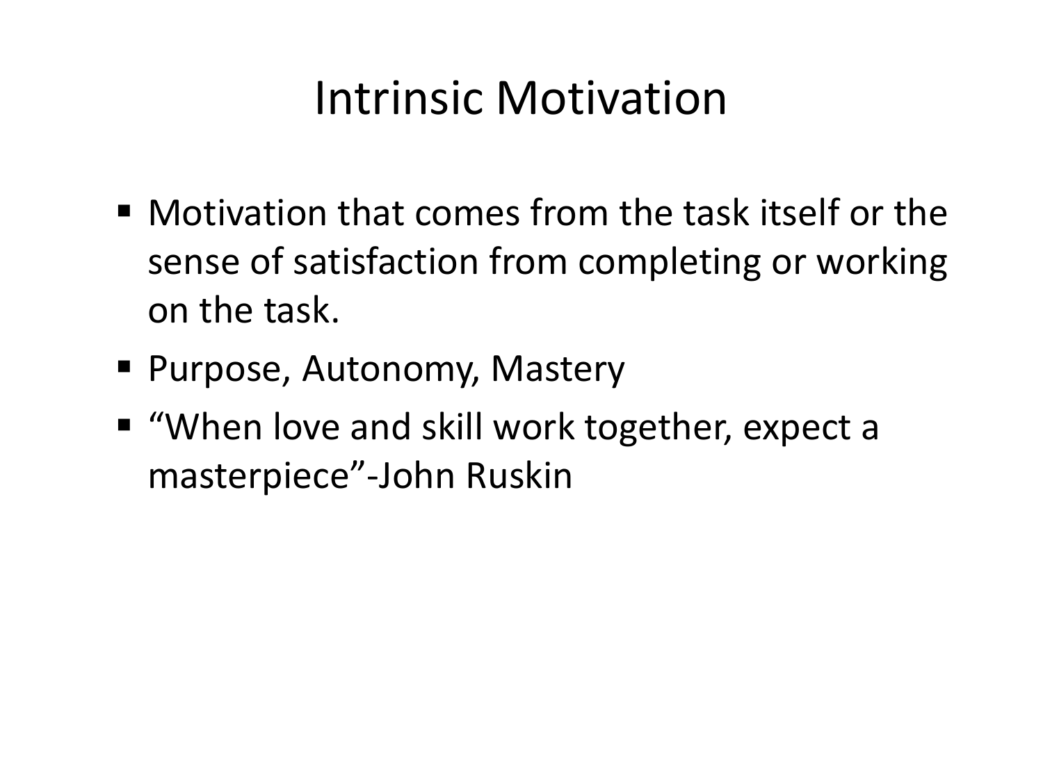# Intrinsic Motivation

- Motivation that comes from the task itself or the sense of satisfaction from completing or working on the task.
- Purpose, Autonomy, Mastery
- “When love and skill work together, expect a masterpiece”-John Ruskin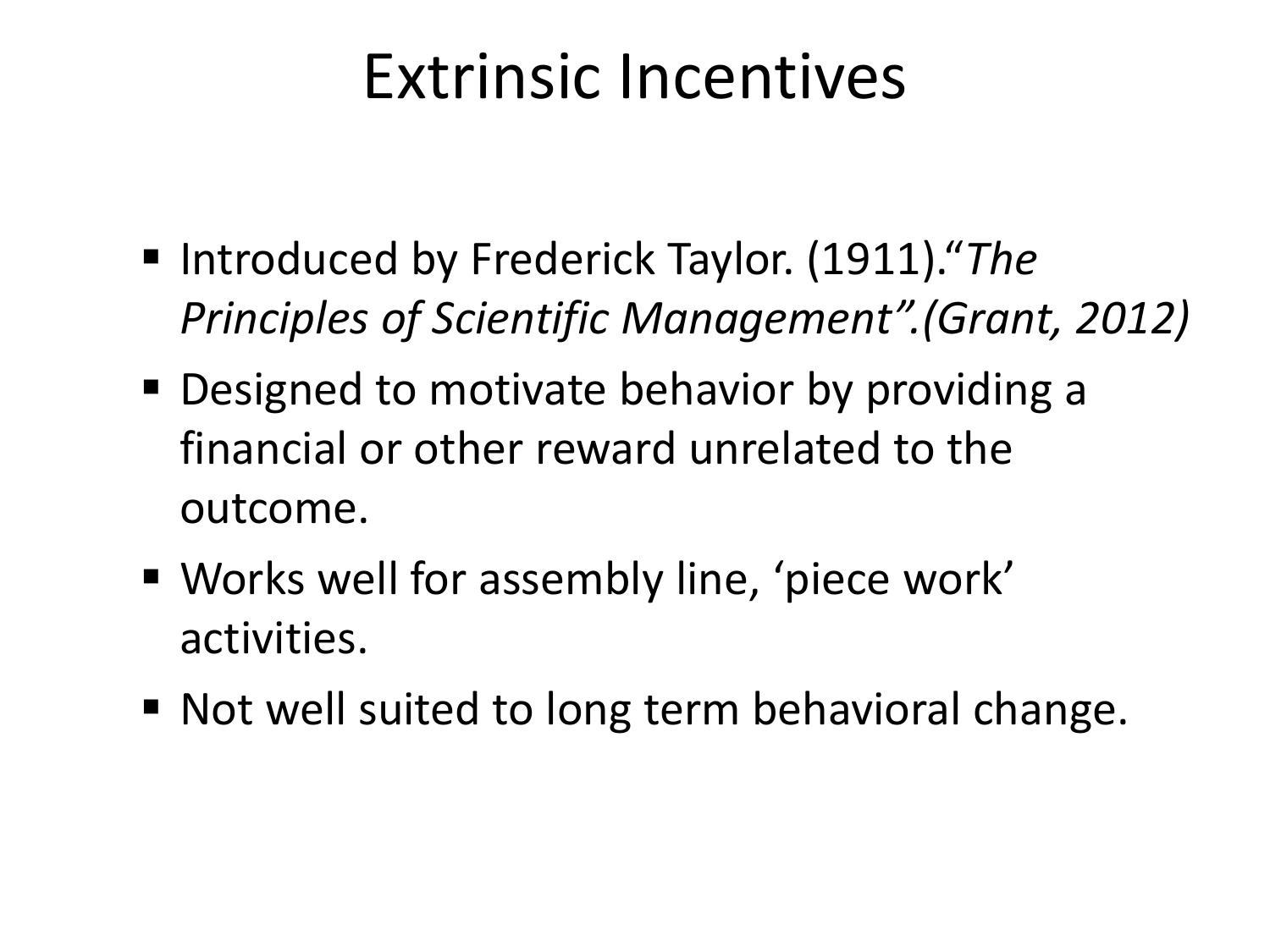# Extrinsic Incentives

- Introduced by Frederick Taylor. (1911).“*The Principles of Scientific Management”.(Grant, 2012)*
- Designed to motivate behavior by providing a financial or other reward unrelated to the outcome.
- Works well for assembly line, ‘piece work’ activities.
- Not well suited to long term behavioral change.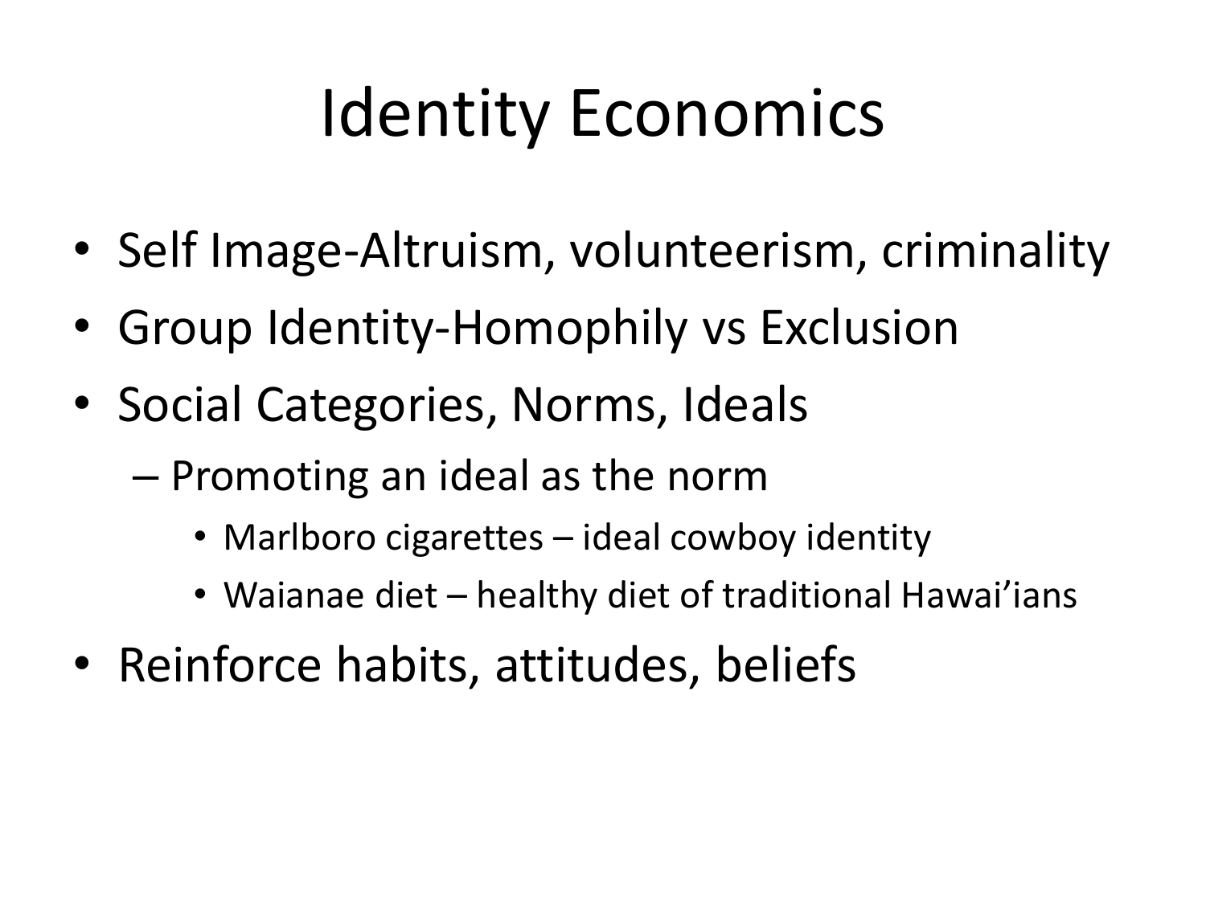# Identity Economics

- Self Image-Altruism, volunteerism, criminality
- Group Identity-Homophily vs Exclusion
- Social Categories, Norms, Ideals
  - Promoting an ideal as the norm
    - Marlboro cigarettes – ideal cowboy identity
    - Waianae diet – healthy diet of traditional Hawai'ians
- Reinforce habits, attitudes, beliefs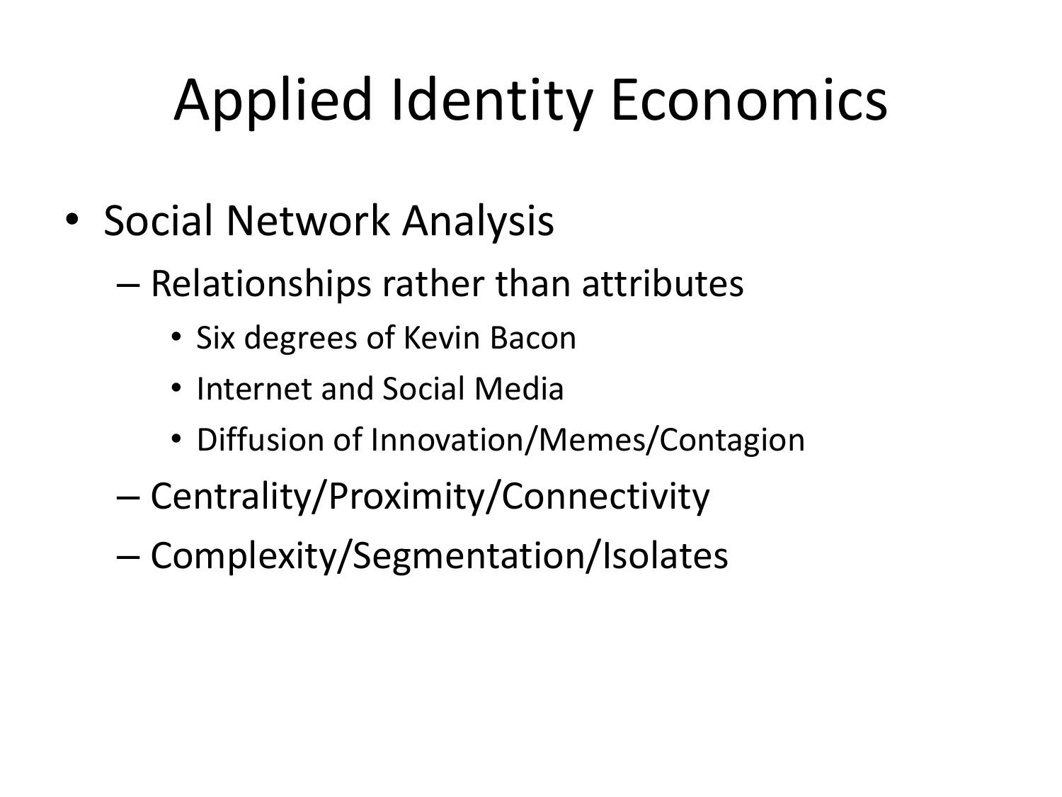# Applied Identity Economics

- Social Network Analysis
  - Relationships rather than attributes
    - Six degrees of Kevin Bacon
    - Internet and Social Media
    - Diffusion of Innovation/Memes/Contagion
  - Centrality/Proximity/Connectivity
  - Complexity/Segmentation/Isolates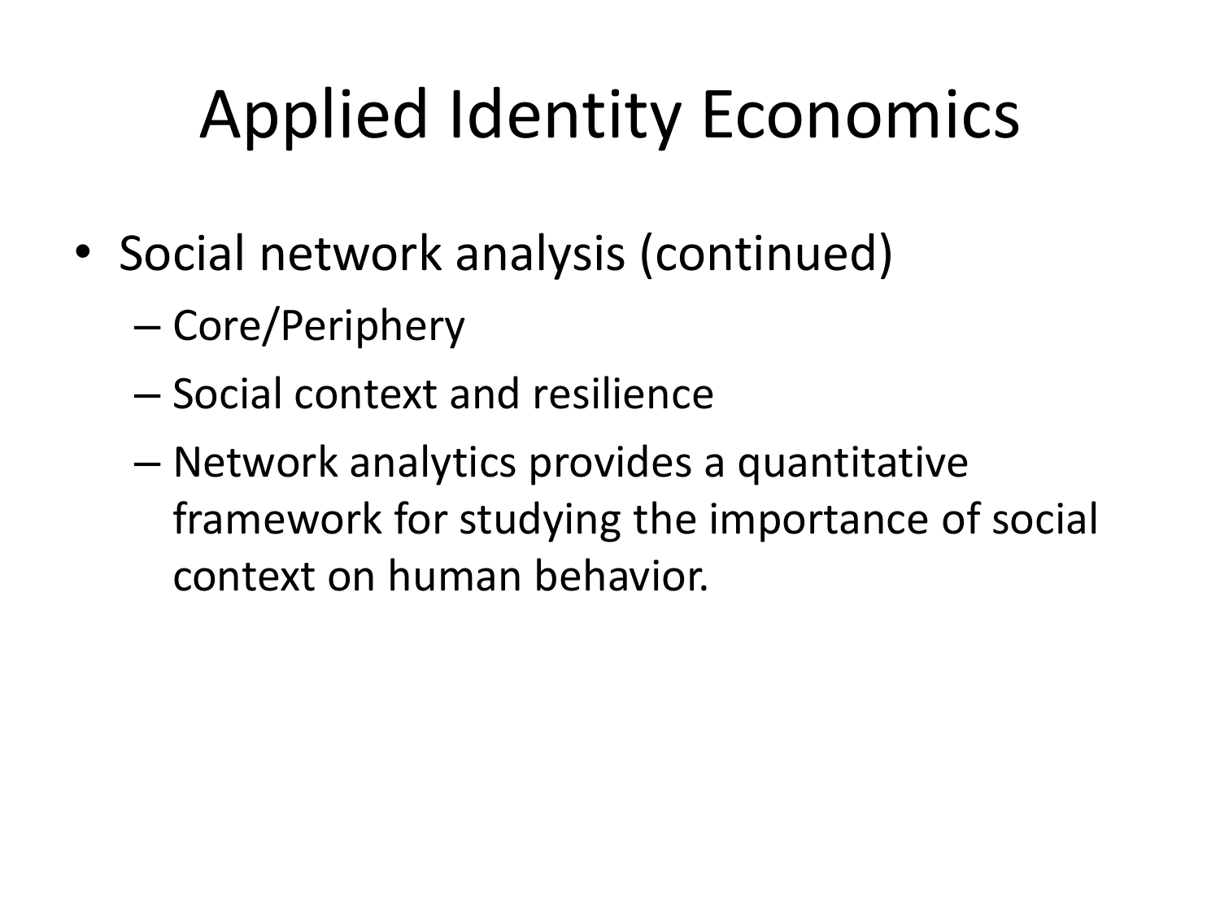# Applied Identity Economics

- Social network analysis (continued)
  - Core/Periphery
  - Social context and resilience
  - Network analytics provides a quantitative framework for studying the importance of social context on human behavior.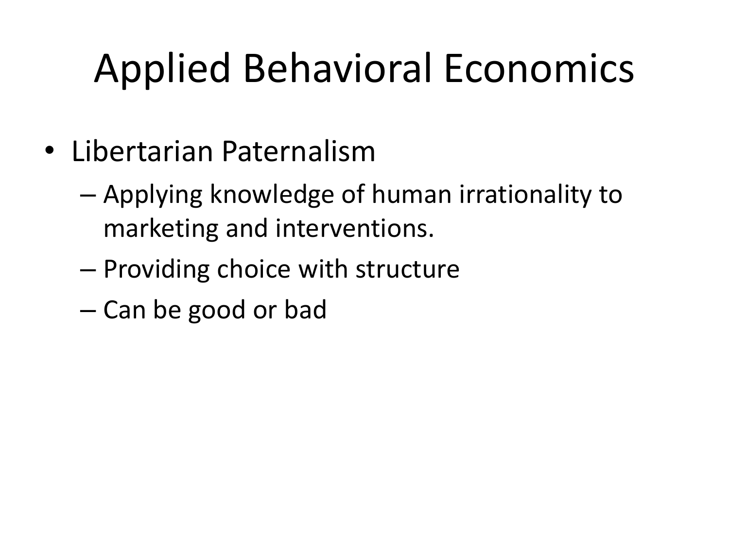# Applied Behavioral Economics

- Libertarian Paternalism
  - Applying knowledge of human irrationality to marketing and interventions.
  - Providing choice with structure
  - Can be good or bad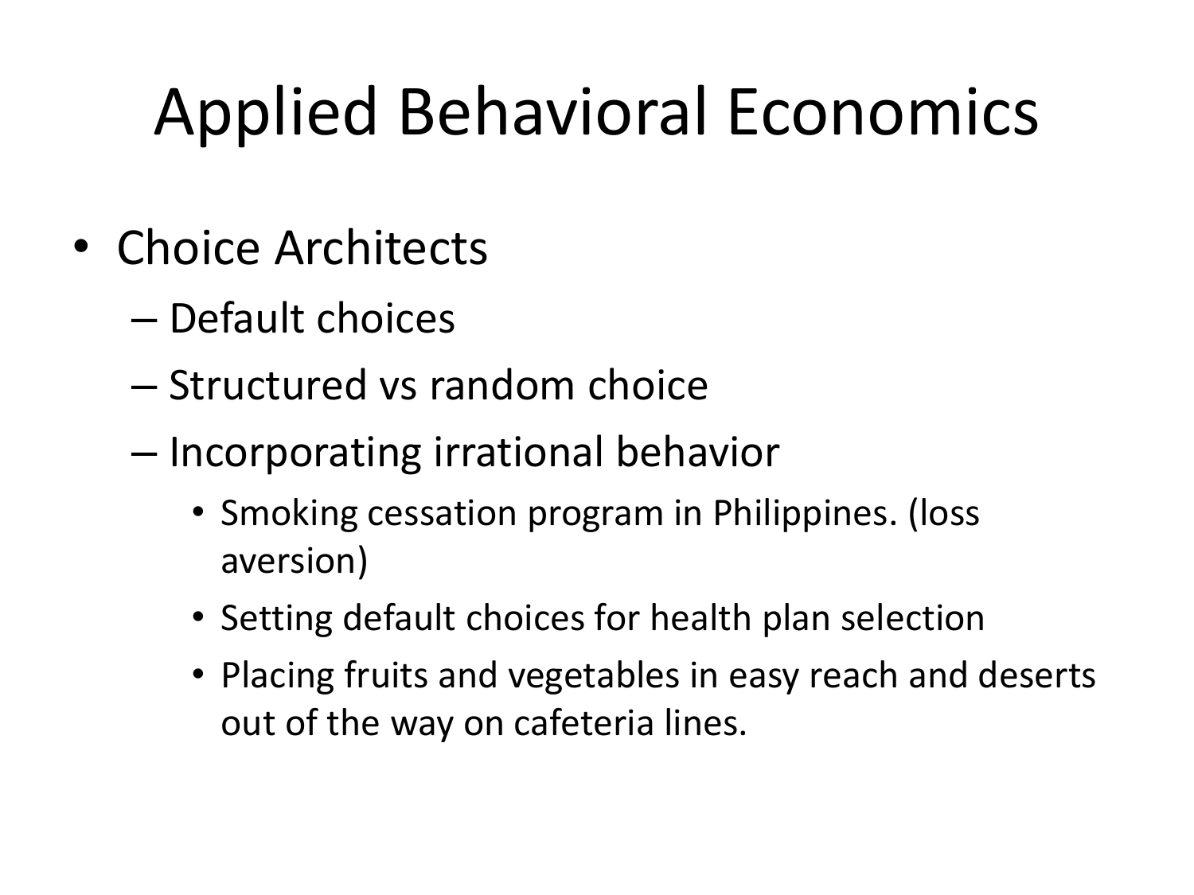# Applied Behavioral Economics

- Choice Architects
  - Default choices
  - Structured vs random choice
  - Incorporating irrational behavior
    - Smoking cessation program in Philippines. (loss aversion)
    - Setting default choices for health plan selection
    - Placing fruits and vegetables in easy reach and deserts out of the way on cafeteria lines.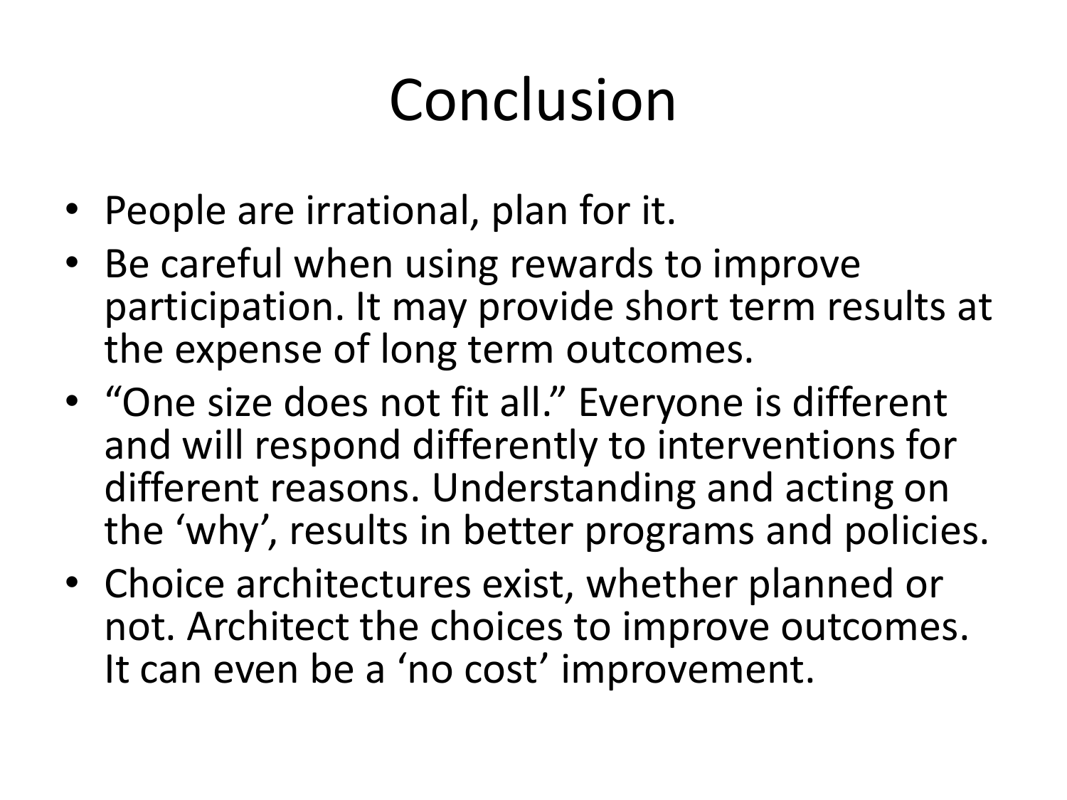# Conclusion

- People are irrational, plan for it.
- Be careful when using rewards to improve participation. It may provide short term results at the expense of long term outcomes.
- “One size does not fit all.” Everyone is different and will respond differently to interventions for different reasons. Understanding and acting on the ‘why’, results in better programs and policies.
- Choice architectures exist, whether planned or not. Architect the choices to improve outcomes. It can even be a ‘no cost’ improvement.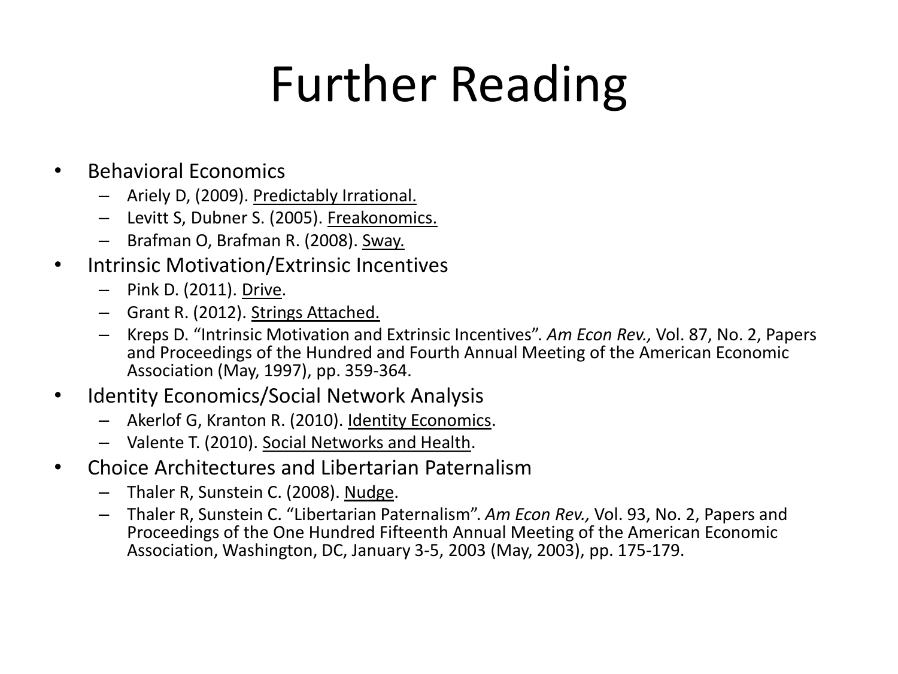# Further Reading

- Behavioral Economics
  - Ariely D, (2009). Predictably Irrational.
  - Levitt S, Dubner S. (2005). Freakonomics.
  - Brafman O, Brafman R. (2008). Sway.
- Intrinsic Motivation/Extrinsic Incentives
  - Pink D. (2011). Drive.
  - Grant R. (2012). Strings Attached.
  - Kreps D. "Intrinsic Motivation and Extrinsic Incentives". *Am Econ Rev.,* Vol. 87, No. 2, Papers and Proceedings of the Hundred and Fourth Annual Meeting of the American Economic Association (May, 1997), pp. 359-364.
- Identity Economics/Social Network Analysis
  - Akerlof G, Kranton R. (2010). Identity Economics.
  - Valente T. (2010). Social Networks and Health.
- Choice Architectures and Libertarian Paternalism
  - Thaler R, Sunstein C. (2008). Nudge.
  - Thaler R, Sunstein C. "Libertarian Paternalism". *Am Econ Rev.,* Vol. 93, No. 2, Papers and Proceedings of the One Hundred Fifteenth Annual Meeting of the American Economic Association, Washington, DC, January 3-5, 2003 (May, 2003), pp. 175-179.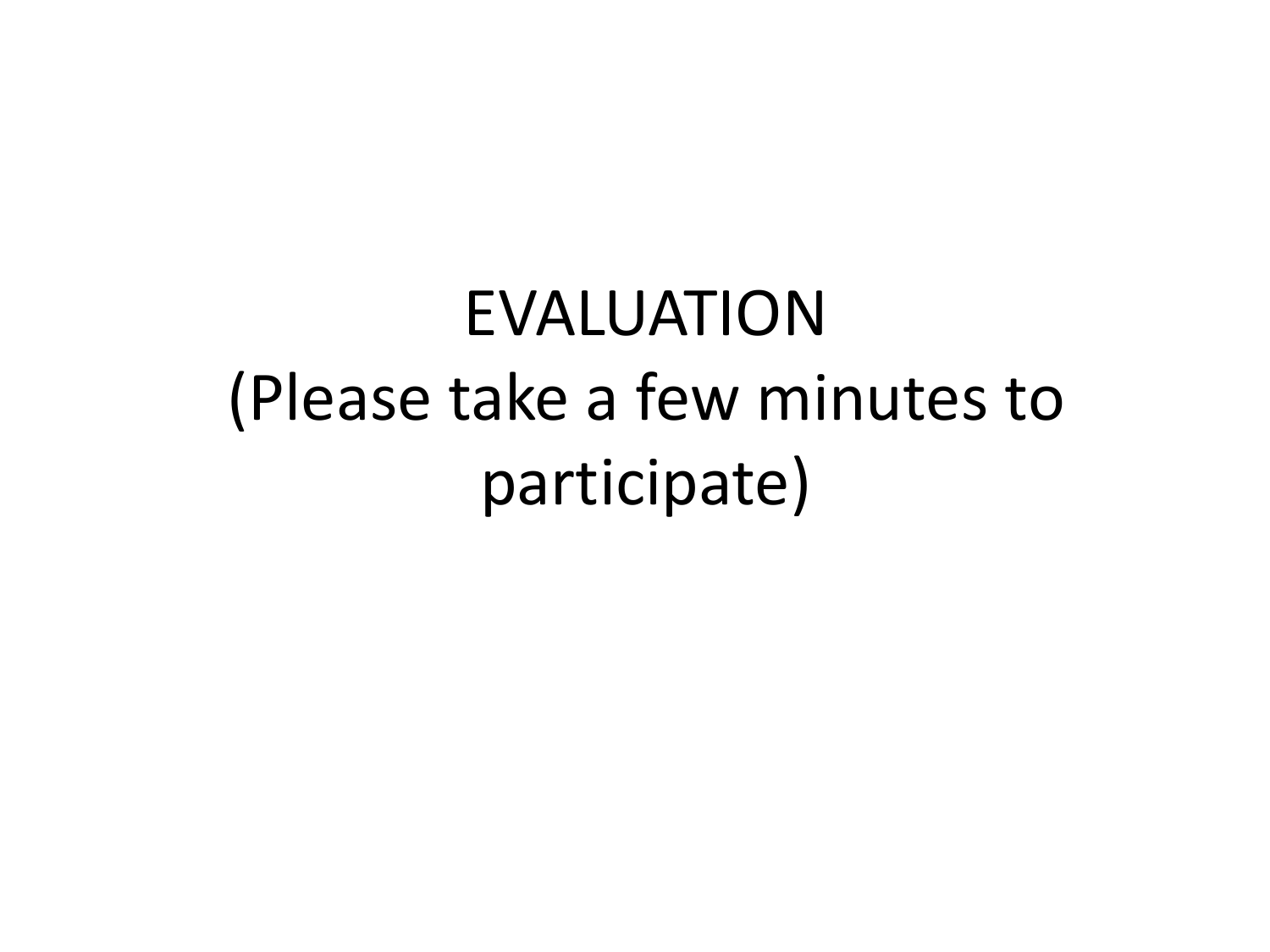# EVALUATION
## (Please take a few minutes to participate)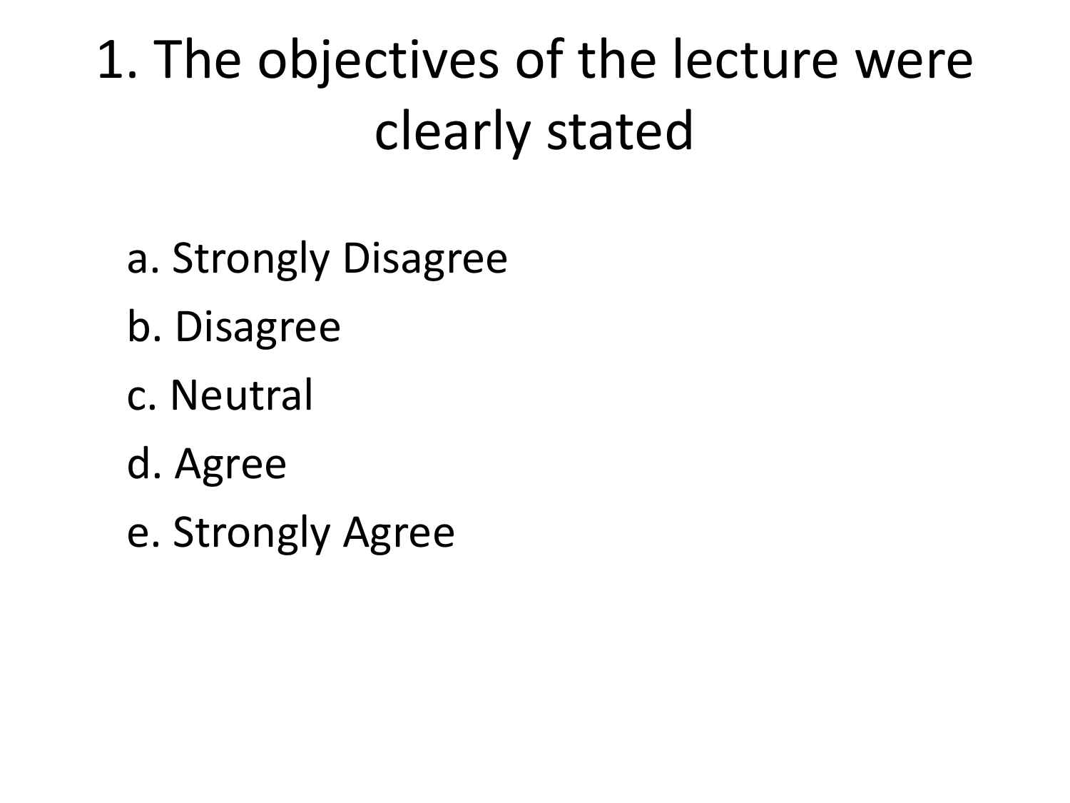# 1. The objectives of the lecture were clearly stated

a. Strongly Disagree

b. Disagree

c. Neutral

d. Agree

e. Strongly Agree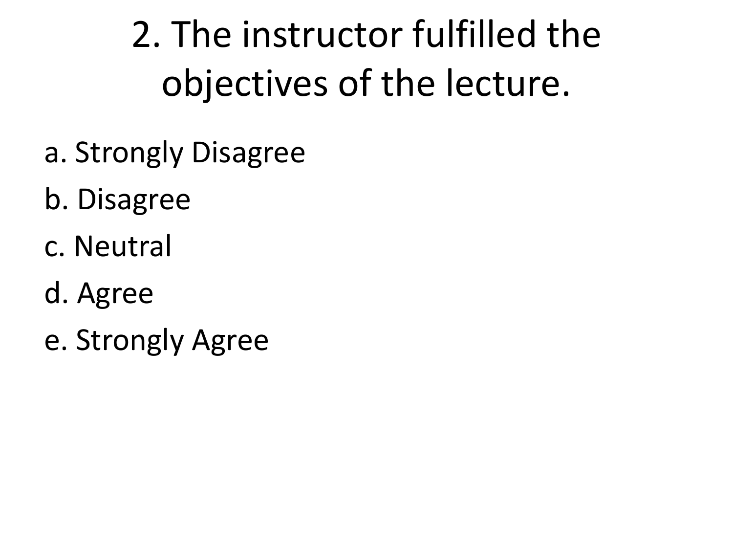# 2. The instructor fulfilled the objectives of the lecture.

a. Strongly Disagree

b. Disagree

c. Neutral

d. Agree

e. Strongly Agree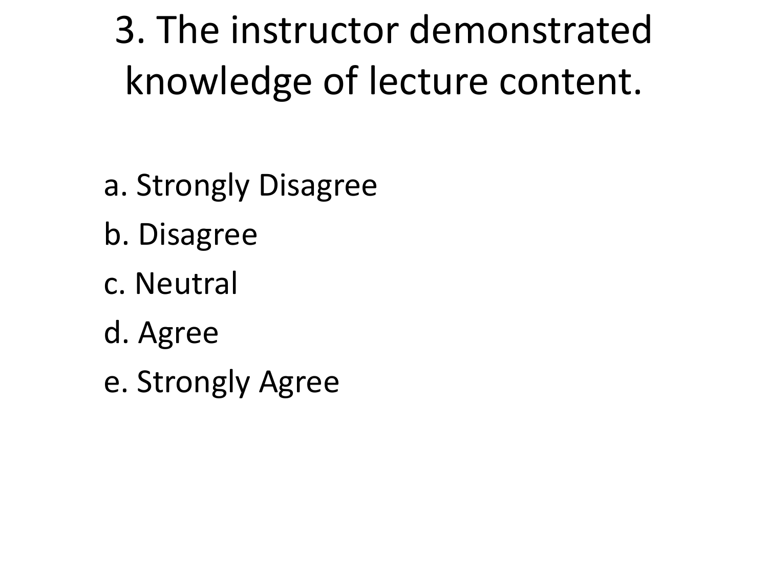# 3. The instructor demonstrated knowledge of lecture content.

a. Strongly Disagree

b. Disagree

c. Neutral

d. Agree

e. Strongly Agree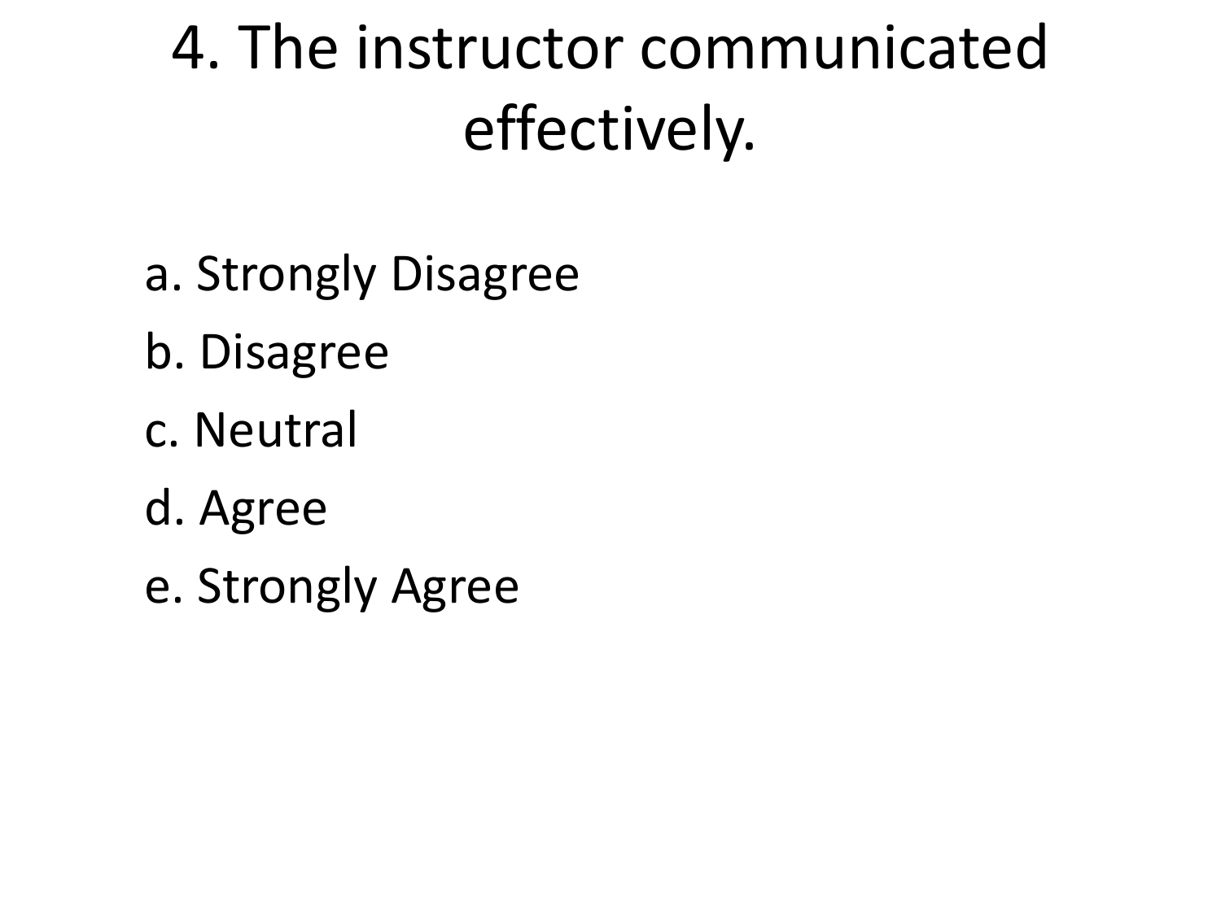# 4. The instructor communicated effectively.

a. Strongly Disagree

b. Disagree

c. Neutral

d. Agree

e. Strongly Agree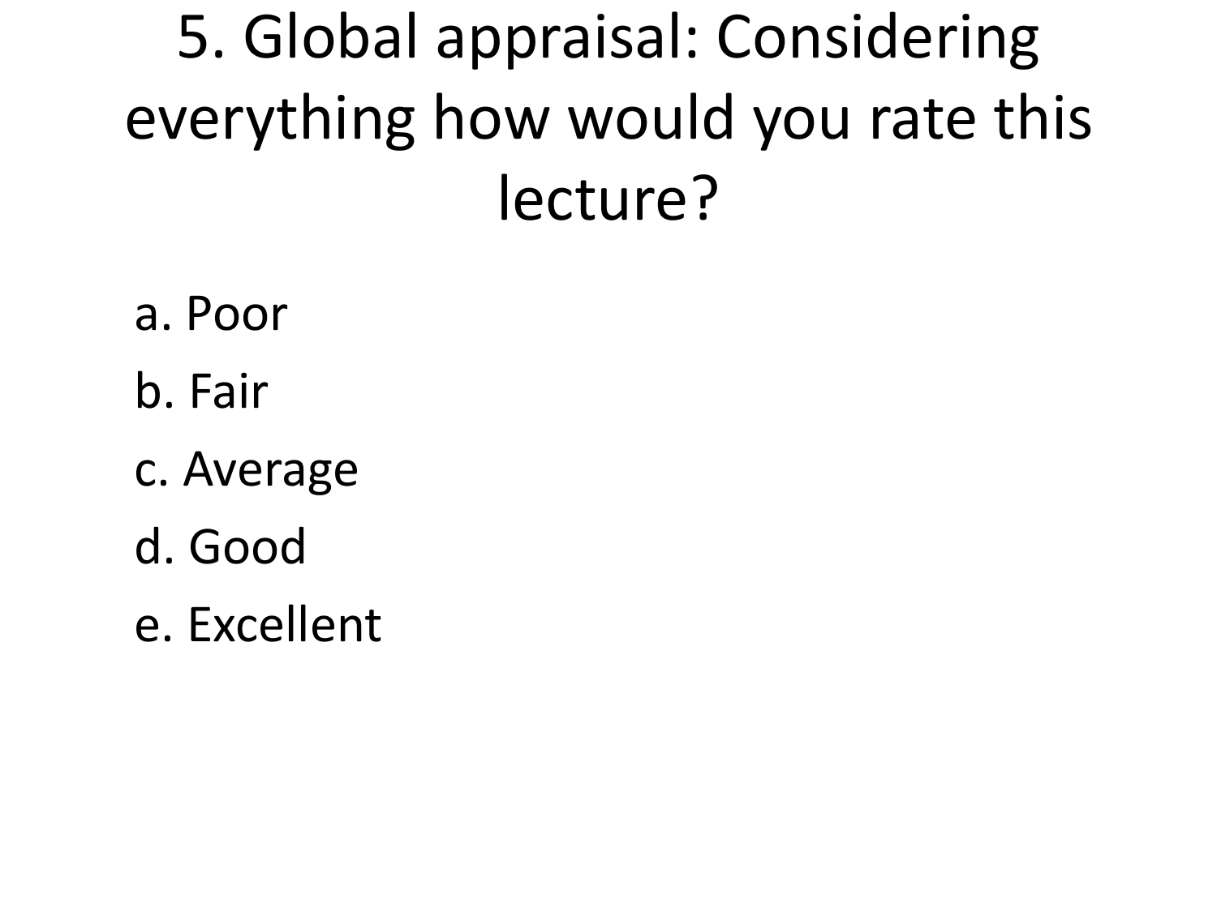# 5. Global appraisal: Considering everything how would you rate this lecture?

a. Poor

b. Fair

c. Average

d. Good

e. Excellent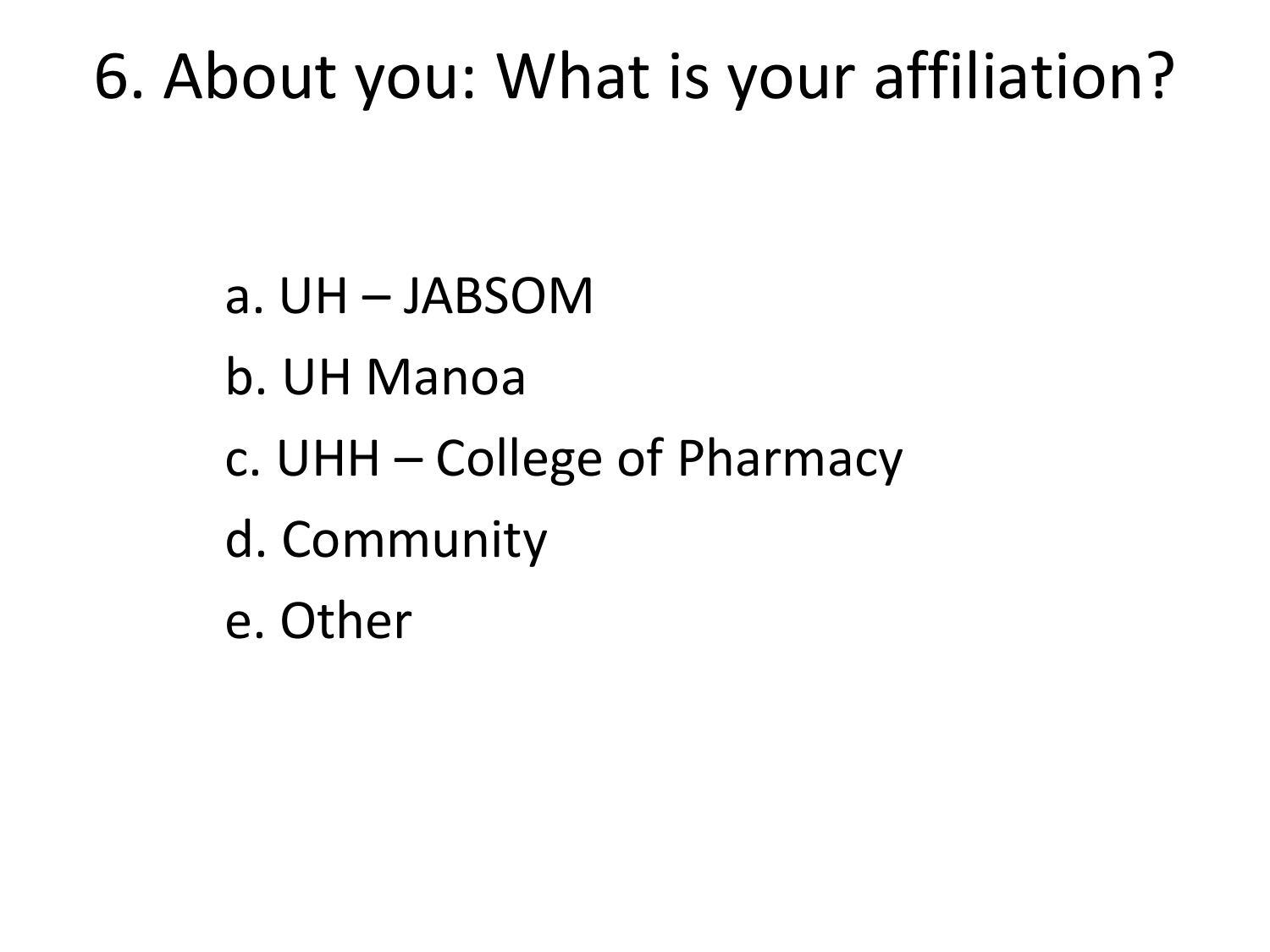# 6. About you: What is your affiliation?

a. UH – JABSOM

b. UH Manoa

c. UHH – College of Pharmacy

d. Community

e. Other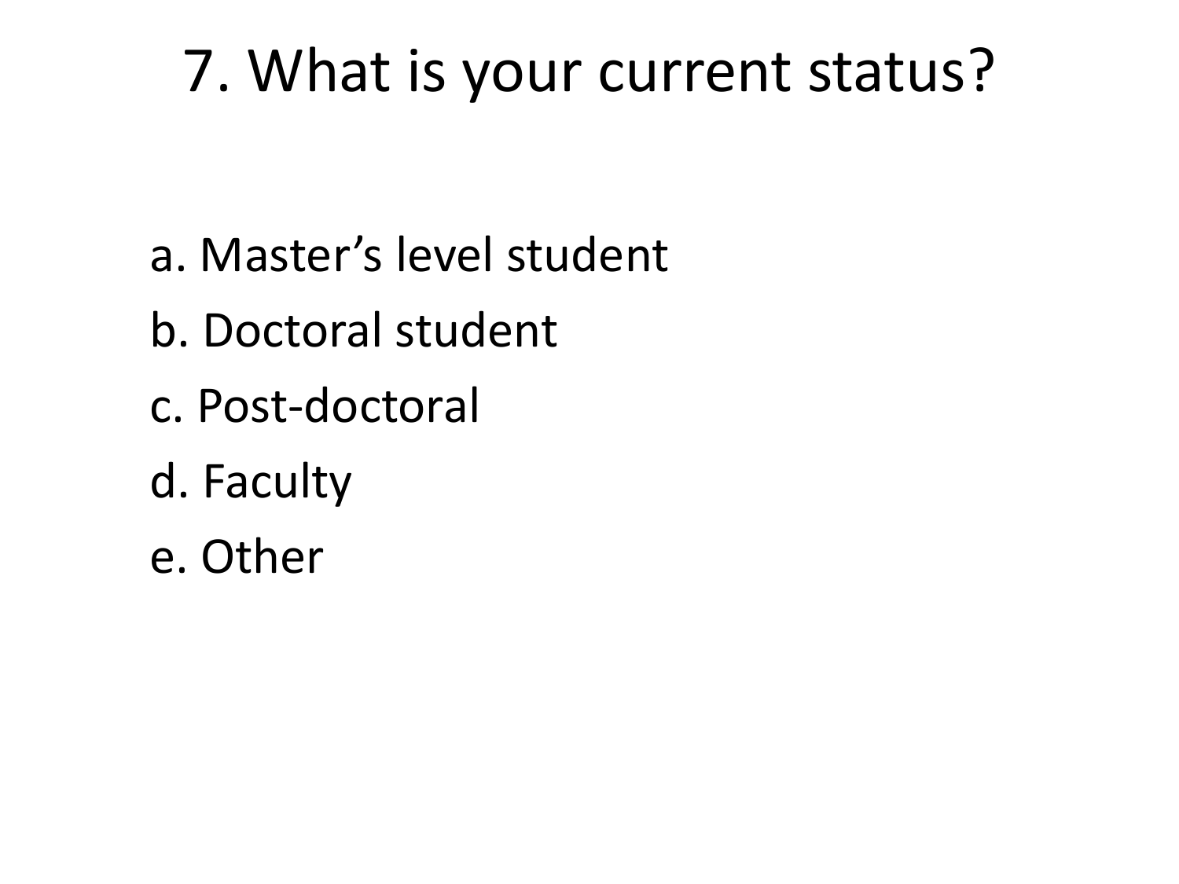# 7. What is your current status?

a. Master’s level student

b. Doctoral student

c. Post-doctoral

d. Faculty

e. Other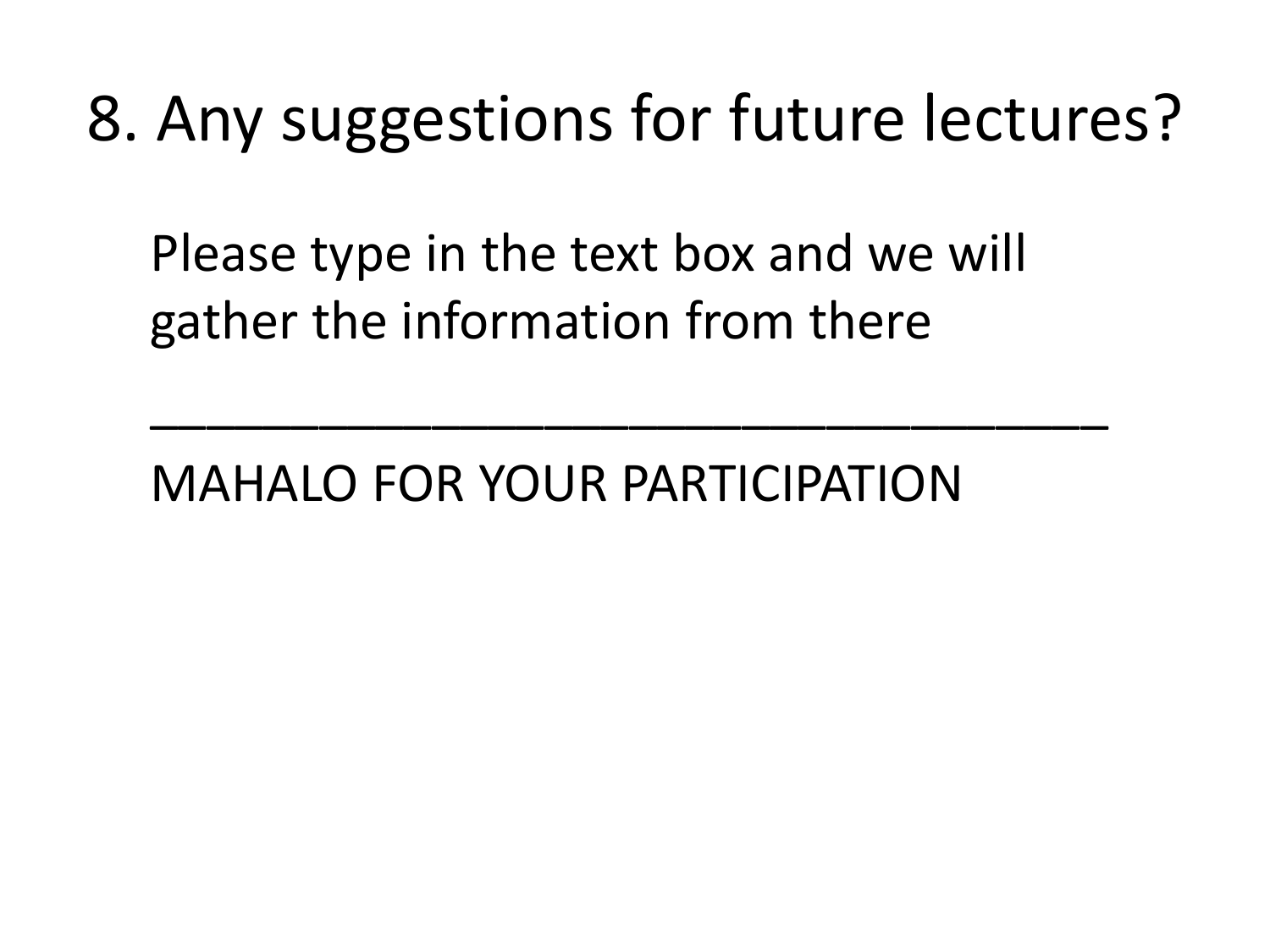# 8. Any suggestions for future lectures?

Please type in the text box and we will gather the information from there

___________________________________

MAHALO FOR YOUR PARTICIPATION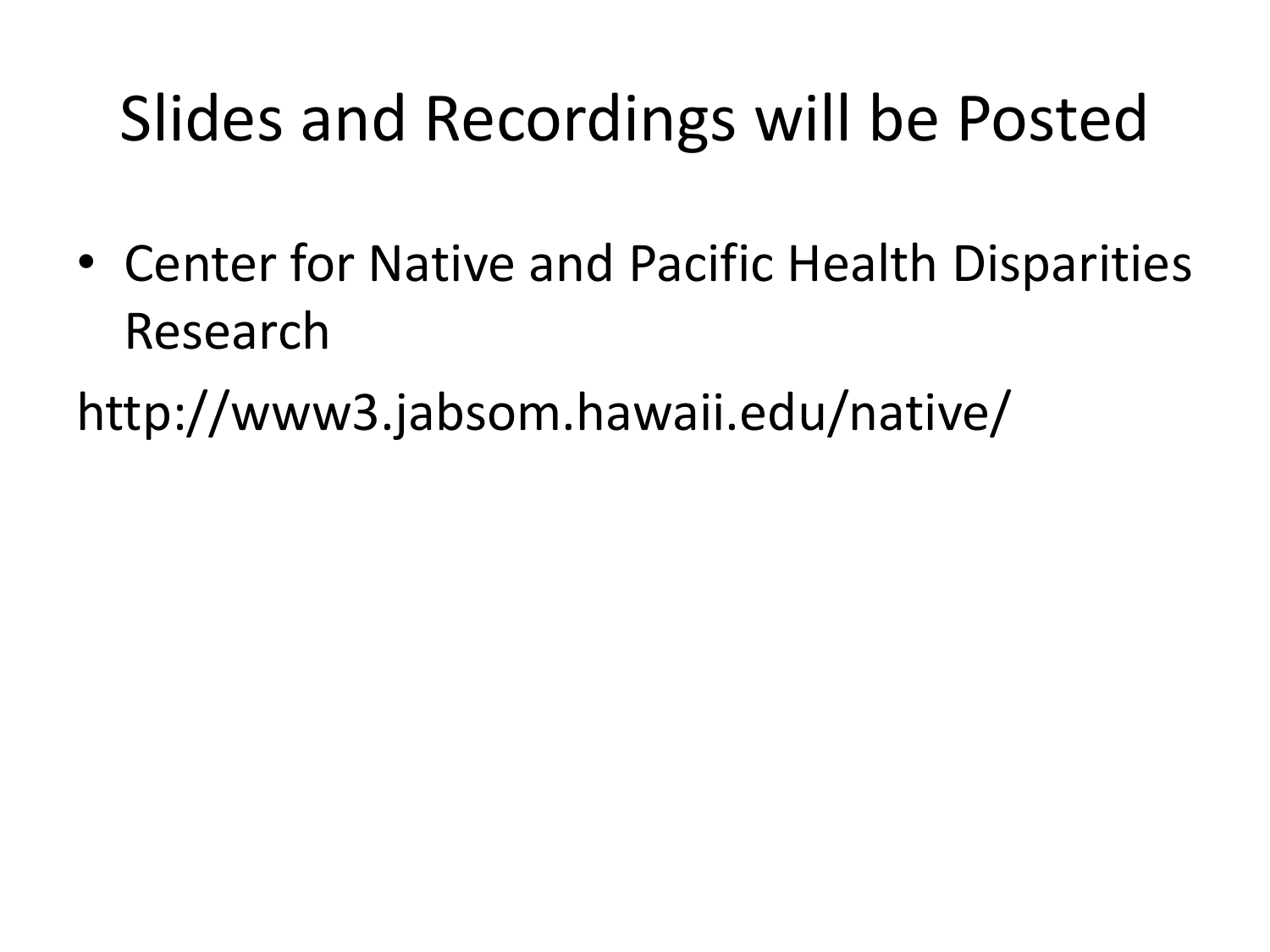# Slides and Recordings will be Posted

- Center for Native and Pacific Health Disparities Research

http://www3.jabsom.hawaii.edu/native/